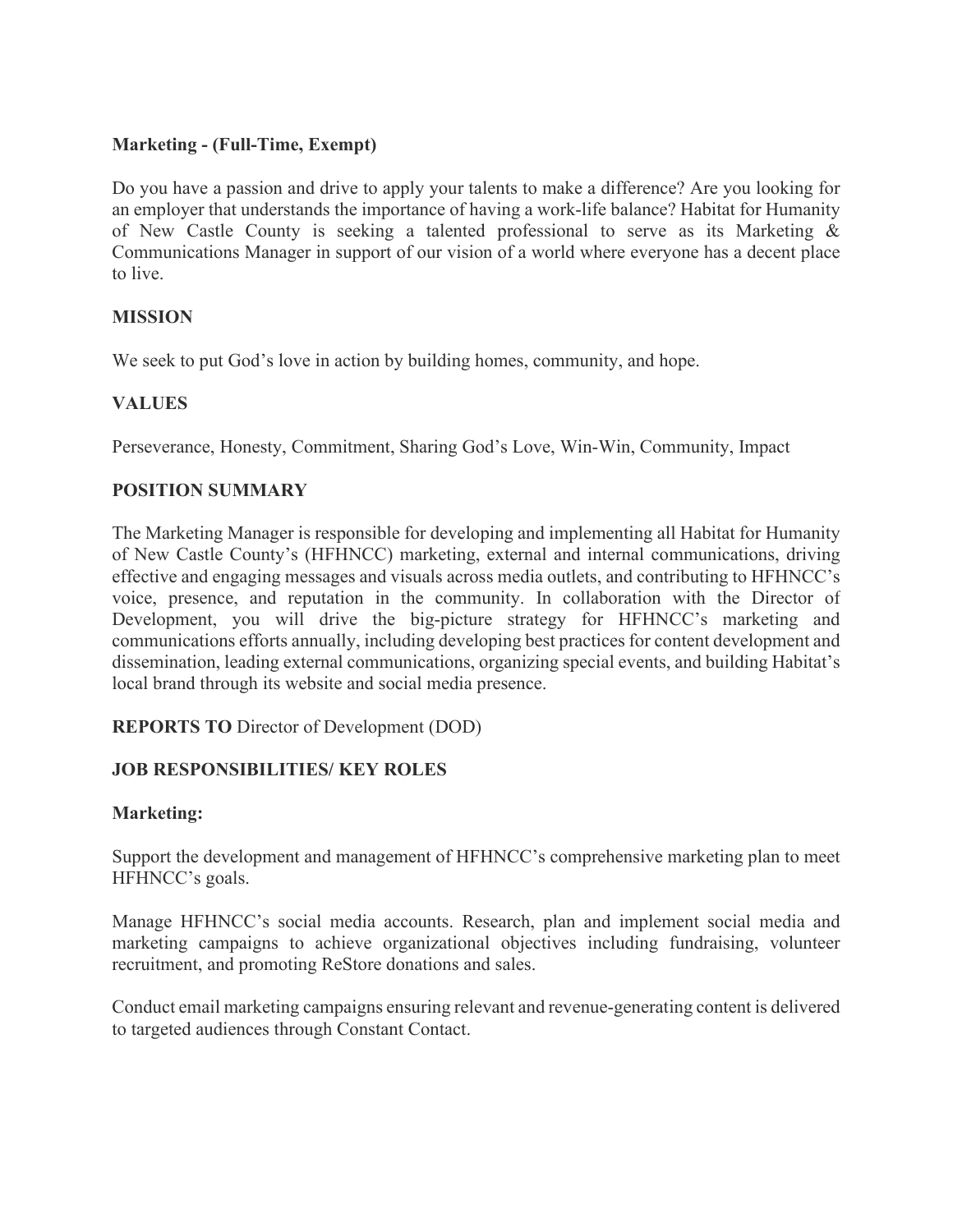**Marketing - (Full-Time, Exempt)**

Do you have a passion and drive to apply your talents to make a difference? Are you looking for an employer that understands the importance of having a work-life balance? Habitat for Humanity of New Castle County is seeking a talented professional to serve as its Marketing & Communications Manager in support of our vision of a world where everyone has a decent place to live.

**MISSION**

We seek to put God's love in action by building homes, community, and hope.

**VALUES**

Perseverance, Honesty, Commitment, Sharing God's Love, Win-Win, Community, Impact

**POSITION SUMMARY**

The Marketing Manager is responsible for developing and implementing all Habitat for Humanity of New Castle County's (HFHNCC) marketing, external and internal communications, driving effective and engaging messages and visuals across media outlets, and contributing to HFHNCC's voice, presence, and reputation in the community. In collaboration with the Director of Development, you will drive the big-picture strategy for HFHNCC's marketing and communications efforts annually, including developing best practices for content development and dissemination, leading external communications, organizing special events, and building Habitat's local brand through its website and social media presence.

**REPORTS TO** Director of Development (DOD)

**JOB RESPONSIBILITIES/ KEY ROLES**

**Marketing:**

Support the development and management of HFHNCC's comprehensive marketing plan to meet HFHNCC's goals.

Manage HFHNCC's social media accounts. Research, plan and implement social media and marketing campaigns to achieve organizational objectives including fundraising, volunteer recruitment, and promoting ReStore donations and sales.

Conduct email marketing campaigns ensuring relevant and revenue-generating content is delivered to targeted audiences through Constant Contact.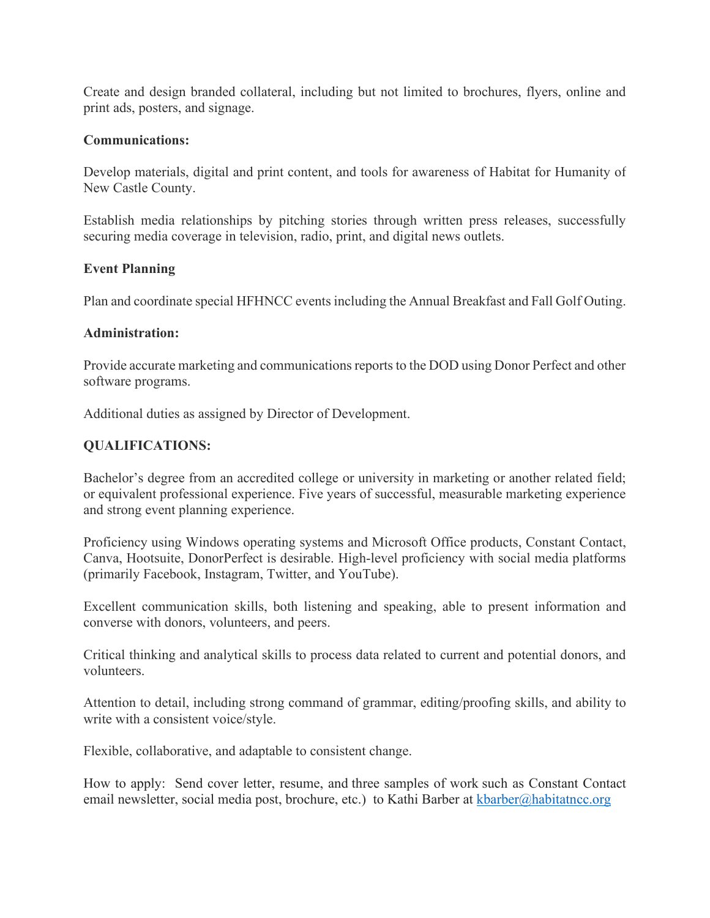Create and design branded collateral, including but not limited to brochures, flyers, online and print ads, posters, and signage.

**Communications:**

Develop materials, digital and print content, and tools for awareness of Habitat for Humanity of New Castle County.

Establish media relationships by pitching stories through written press releases, successfully securing media coverage in television, radio, print, and digital news outlets.

**Event Planning**

Plan and coordinate special HFHNCC events including the Annual Breakfast and Fall Golf Outing.

**Administration:**

Provide accurate marketing and communications reports to the DOD using Donor Perfect and other software programs.

Additional duties as assigned by Director of Development.

**QUALIFICATIONS:**

Bachelor's degree from an accredited college or university in marketing or another related field; or equivalent professional experience. Five years of successful, measurable marketing experience and strong event planning experience.

Proficiency using Windows operating systems and Microsoft Office products, Constant Contact, Canva, Hootsuite, DonorPerfect is desirable. High-level proficiency with social media platforms (primarily Facebook, Instagram, Twitter, and YouTube).

Excellent communication skills, both listening and speaking, able to present information and converse with donors, volunteers, and peers.

Critical thinking and analytical skills to process data related to current and potential donors, and volunteers.

Attention to detail, including strong command of grammar, editing/proofing skills, and ability to write with a consistent voice/style.

Flexible, collaborative, and adaptable to consistent change.

How to apply: Send cover letter, resume, and three samples of work such as Constant Contact email newsletter, social media post, brochure, etc.) to Kathi Barber at kbarber@habitatncc.org